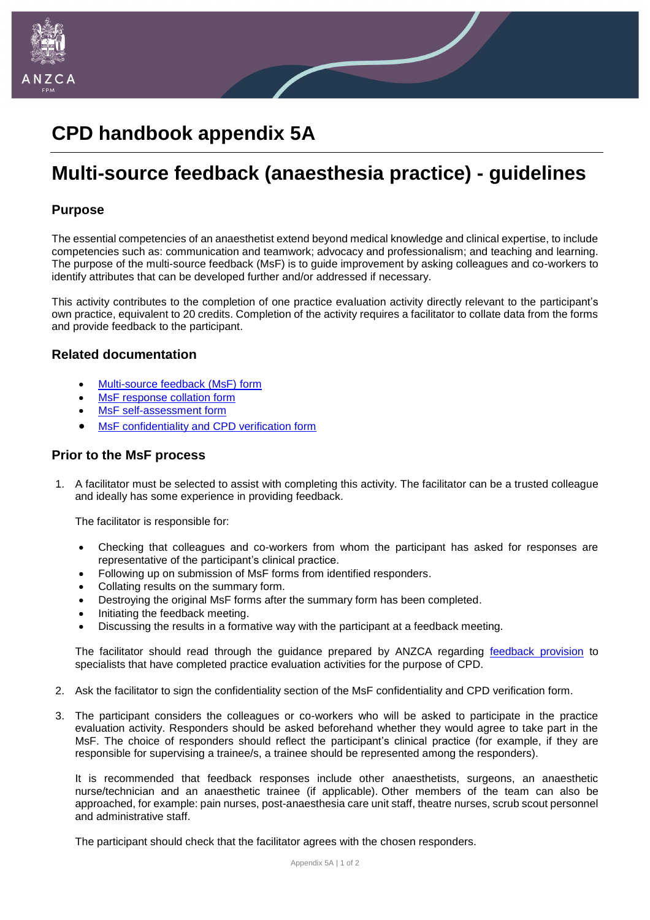# CPD handbook appendix 5A

# Multi-source feedback (anaesthesia practice) - guidelines

## Purpose

The essential competencies of an anaesthetist extend beyond medical knowledge and clinical expertise, to include competencies such as: communication and teamwork; advocacy and professionalism; and teaching and learning. The purpose of the multi-source feedback (MsF) is to guide improvement by asking colleagues and co-workers to identify attributes that can be developed further and/or addressed if necessary.

This activity contributes to the completion of one practice evaluation activity directly relevant to the participant's own practice, equivalent to 20 credits. Completion of the activity requires a facilitator to collate data from the forms and provide feedback to the participant.

## Related documentation

- Multi-source feedback (MsF) form
- MsF response collation form
- MsF self-assessment form
- MsF confidentiality and CPD verification form

## Prior to the MsF process

1. A facilitator must be selected to assist with completing this activity. The facilitator can be a trusted colleague and ideally has some experience in providing feedback.

   The facilitator is responsible for:

   - Checking that colleagues and co-workers from whom the participant has asked for responses are representative of the participant's clinical practice.
   - Following up on submission of MsF forms from identified responders.
   - Collating results on the summary form.
   - Destroying the original MsF forms after the summary form has been completed.
   - Initiating the feedback meeting.
   - Discussing the results in a formative way with the participant at a feedback meeting.

   The facilitator should read through the guidance prepared by ANZCA regarding feedback provision to specialists that have completed practice evaluation activities for the purpose of CPD.

2. Ask the facilitator to sign the confidentiality section of the MsF confidentiality and CPD verification form.

3. The participant considers the colleagues or co-workers who will be asked to participate in the practice evaluation activity. Responders should be asked beforehand whether they would agree to take part in the MsF. The choice of responders should reflect the participant's clinical practice (for example, if they are responsible for supervising a trainee/s, a trainee should be represented among the responders).

   It is recommended that feedback responses include other anaesthetists, surgeons, an anaesthetic nurse/technician and an anaesthetic trainee (if applicable). Other members of the team can also be approached, for example: pain nurses, post-anaesthesia care unit staff, theatre nurses, scrub scout personnel and administrative staff.

   The participant should check that the facilitator agrees with the chosen responders.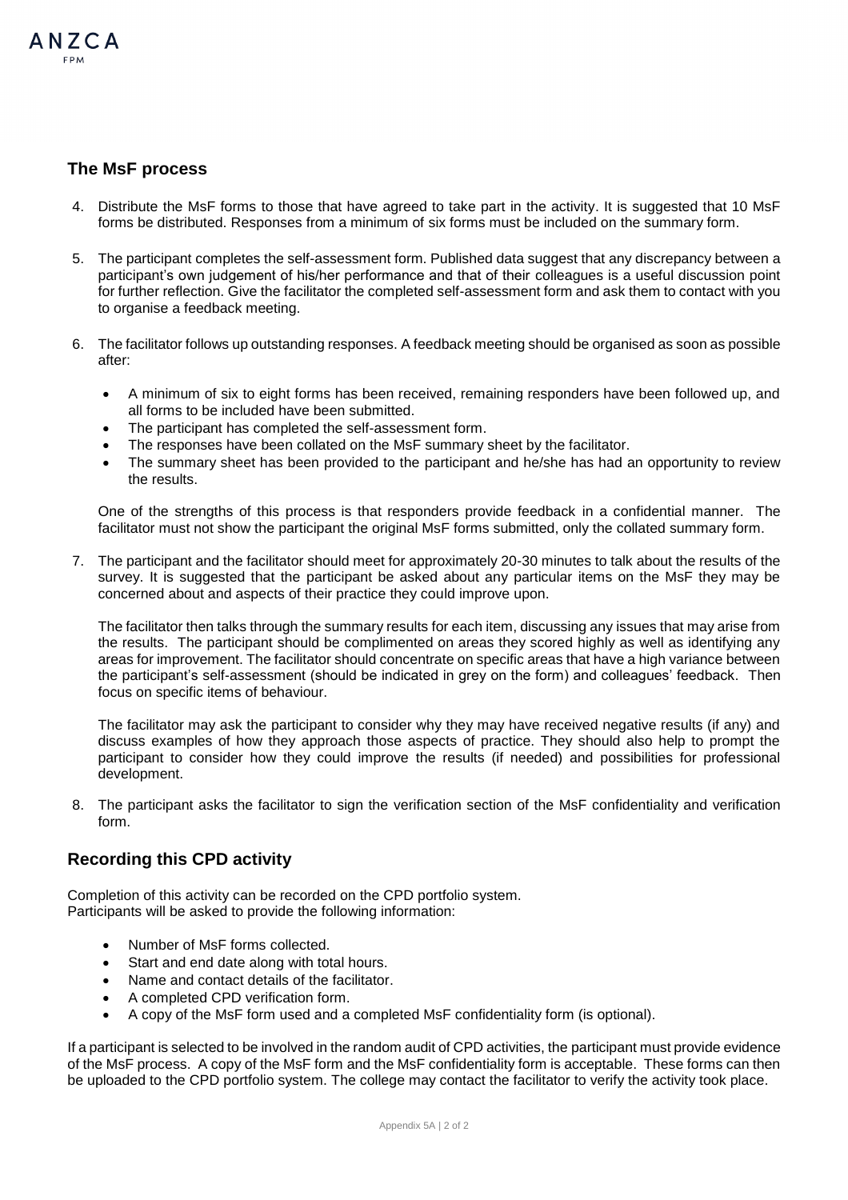## The MsF process

4. Distribute the MsF forms to those that have agreed to take part in the activity. It is suggested that 10 MsF forms be distributed. Responses from a minimum of six forms must be included on the summary form.

5. The participant completes the self-assessment form. Published data suggest that any discrepancy between a participant's own judgement of his/her performance and that of their colleagues is a useful discussion point for further reflection. Give the facilitator the completed self-assessment form and ask them to contact with you to organise a feedback meeting.

6. The facilitator follows up outstanding responses. A feedback meeting should be organised as soon as possible after:

   - A minimum of six to eight forms has been received, remaining responders have been followed up, and all forms to be included have been submitted.
   - The participant has completed the self-assessment form.
   - The responses have been collated on the MsF summary sheet by the facilitator.
   - The summary sheet has been provided to the participant and he/she has had an opportunity to review the results.

   One of the strengths of this process is that responders provide feedback in a confidential manner. The facilitator must not show the participant the original MsF forms submitted, only the collated summary form.

7. The participant and the facilitator should meet for approximately 20-30 minutes to talk about the results of the survey. It is suggested that the participant be asked about any particular items on the MsF they may be concerned about and aspects of their practice they could improve upon.

   The facilitator then talks through the summary results for each item, discussing any issues that may arise from the results. The participant should be complimented on areas they scored highly as well as identifying any areas for improvement. The facilitator should concentrate on specific areas that have a high variance between the participant's self-assessment (should be indicated in grey on the form) and colleagues' feedback. Then focus on specific items of behaviour.

   The facilitator may ask the participant to consider why they may have received negative results (if any) and discuss examples of how they approach those aspects of practice. They should also help to prompt the participant to consider how they could improve the results (if needed) and possibilities for professional development.

8. The participant asks the facilitator to sign the verification section of the MsF confidentiality and verification form.

## Recording this CPD activity

Completion of this activity can be recorded on the CPD portfolio system.
Participants will be asked to provide the following information:

- Number of MsF forms collected.
- Start and end date along with total hours.
- Name and contact details of the facilitator.
- A completed CPD verification form.
- A copy of the MsF form used and a completed MsF confidentiality form (is optional).

If a participant is selected to be involved in the random audit of CPD activities, the participant must provide evidence of the MsF process. A copy of the MsF form and the MsF confidentiality form is acceptable. These forms can then be uploaded to the CPD portfolio system. The college may contact the facilitator to verify the activity took place.